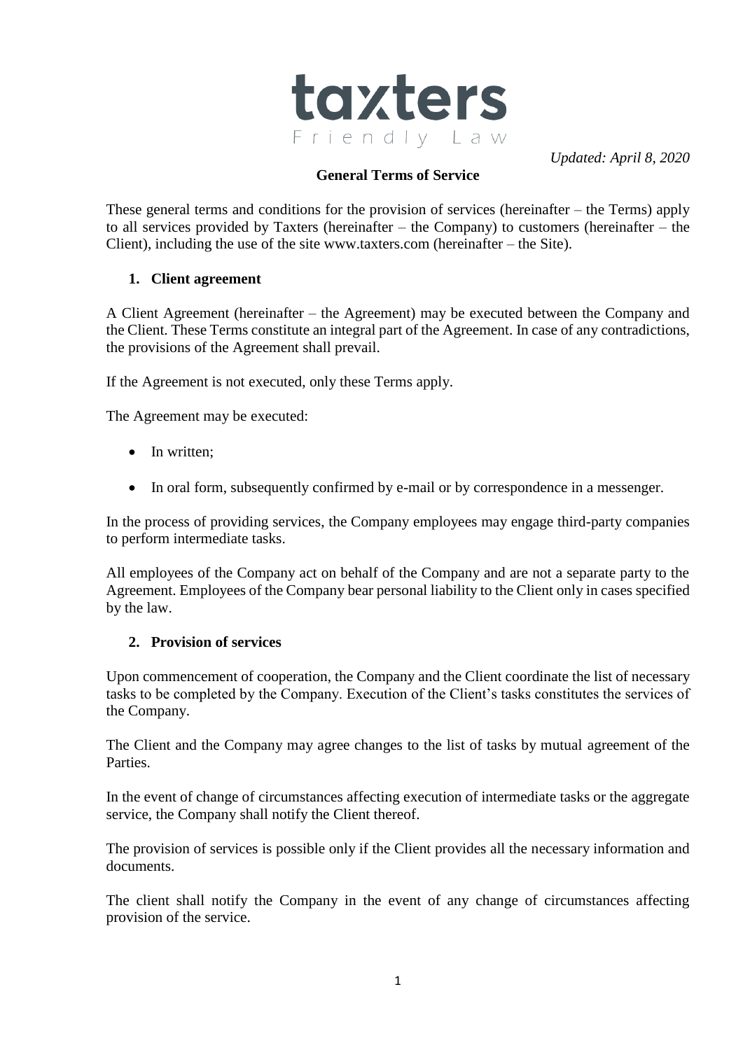taxters
Friendly Law

*Updated: April 8, 2020*

**General Terms of Service**

These general terms and conditions for the provision of services (hereinafter – the Terms) apply to all services provided by Taxters (hereinafter – the Company) to customers (hereinafter – the Client), including the use of the site www.taxters.com (hereinafter – the Site).

## 1. Client agreement

A Client Agreement (hereinafter – the Agreement) may be executed between the Company and the Client. These Terms constitute an integral part of the Agreement. In case of any contradictions, the provisions of the Agreement shall prevail.

If the Agreement is not executed, only these Terms apply.

The Agreement may be executed:

- In written;
- In oral form, subsequently confirmed by e-mail or by correspondence in a messenger.

In the process of providing services, the Company employees may engage third-party companies to perform intermediate tasks.

All employees of the Company act on behalf of the Company and are not a separate party to the Agreement. Employees of the Company bear personal liability to the Client only in cases specified by the law.

## 2. Provision of services

Upon commencement of cooperation, the Company and the Client coordinate the list of necessary tasks to be completed by the Company. Execution of the Client's tasks constitutes the services of the Company.

The Client and the Company may agree changes to the list of tasks by mutual agreement of the Parties.

In the event of change of circumstances affecting execution of intermediate tasks or the aggregate service, the Company shall notify the Client thereof.

The provision of services is possible only if the Client provides all the necessary information and documents.

The client shall notify the Company in the event of any change of circumstances affecting provision of the service.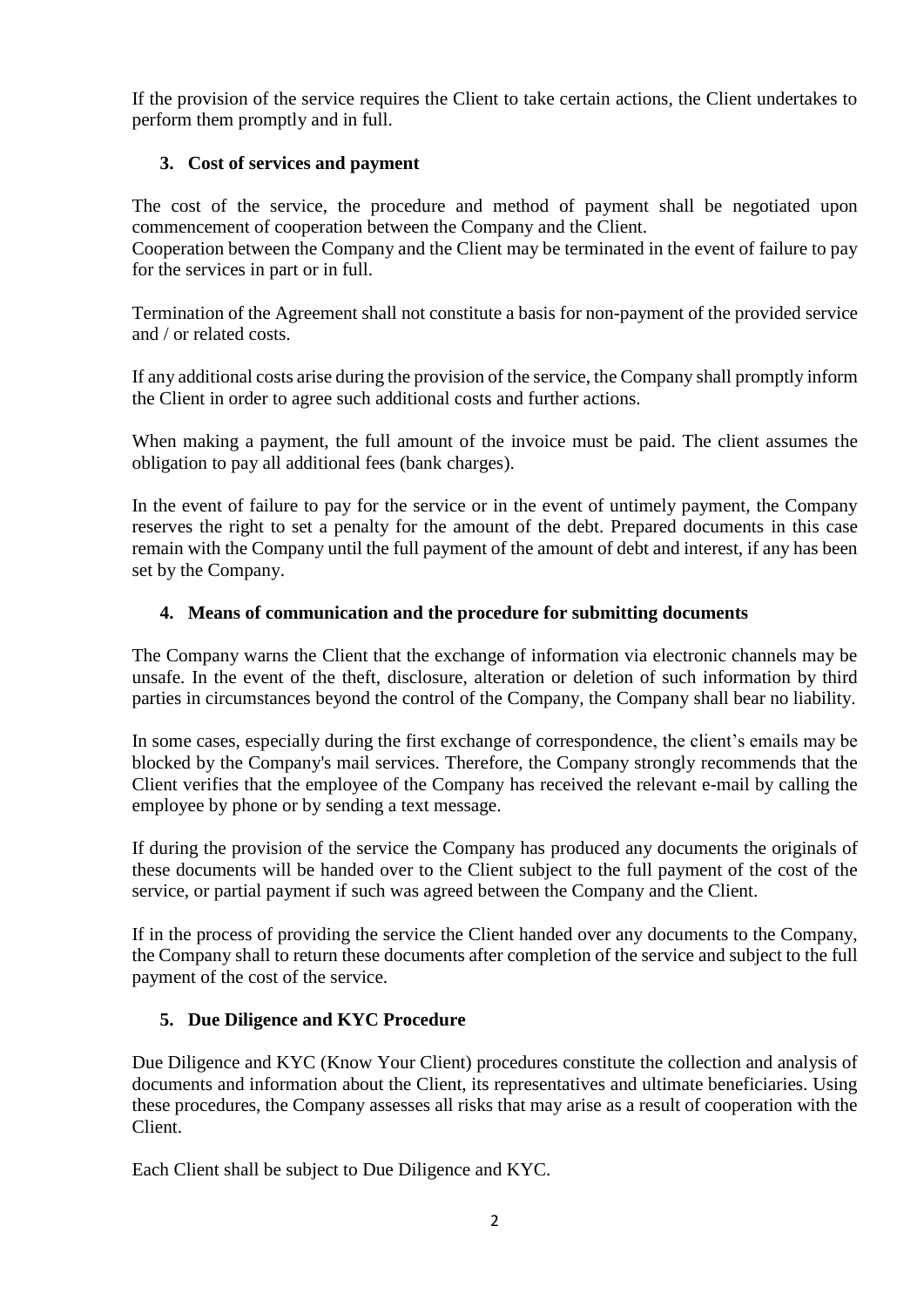If the provision of the service requires the Client to take certain actions, the Client undertakes to perform them promptly and in full.

## 3. Cost of services and payment

The cost of the service, the procedure and method of payment shall be negotiated upon commencement of cooperation between the Company and the Client.
Cooperation between the Company and the Client may be terminated in the event of failure to pay for the services in part or in full.

Termination of the Agreement shall not constitute a basis for non-payment of the provided service and / or related costs.

If any additional costs arise during the provision of the service, the Company shall promptly inform the Client in order to agree such additional costs and further actions.

When making a payment, the full amount of the invoice must be paid. The client assumes the obligation to pay all additional fees (bank charges).

In the event of failure to pay for the service or in the event of untimely payment, the Company reserves the right to set a penalty for the amount of the debt. Prepared documents in this case remain with the Company until the full payment of the amount of debt and interest, if any has been set by the Company.

## 4. Means of communication and the procedure for submitting documents

The Company warns the Client that the exchange of information via electronic channels may be unsafe. In the event of the theft, disclosure, alteration or deletion of such information by third parties in circumstances beyond the control of the Company, the Company shall bear no liability.

In some cases, especially during the first exchange of correspondence, the client's emails may be blocked by the Company's mail services. Therefore, the Company strongly recommends that the Client verifies that the employee of the Company has received the relevant e-mail by calling the employee by phone or by sending a text message.

If during the provision of the service the Company has produced any documents the originals of these documents will be handed over to the Client subject to the full payment of the cost of the service, or partial payment if such was agreed between the Company and the Client.

If in the process of providing the service the Client handed over any documents to the Company, the Company shall to return these documents after completion of the service and subject to the full payment of the cost of the service.

## 5. Due Diligence and KYC Procedure

Due Diligence and KYC (Know Your Client) procedures constitute the collection and analysis of documents and information about the Client, its representatives and ultimate beneficiaries. Using these procedures, the Company assesses all risks that may arise as a result of cooperation with the Client.

Each Client shall be subject to Due Diligence and KYC.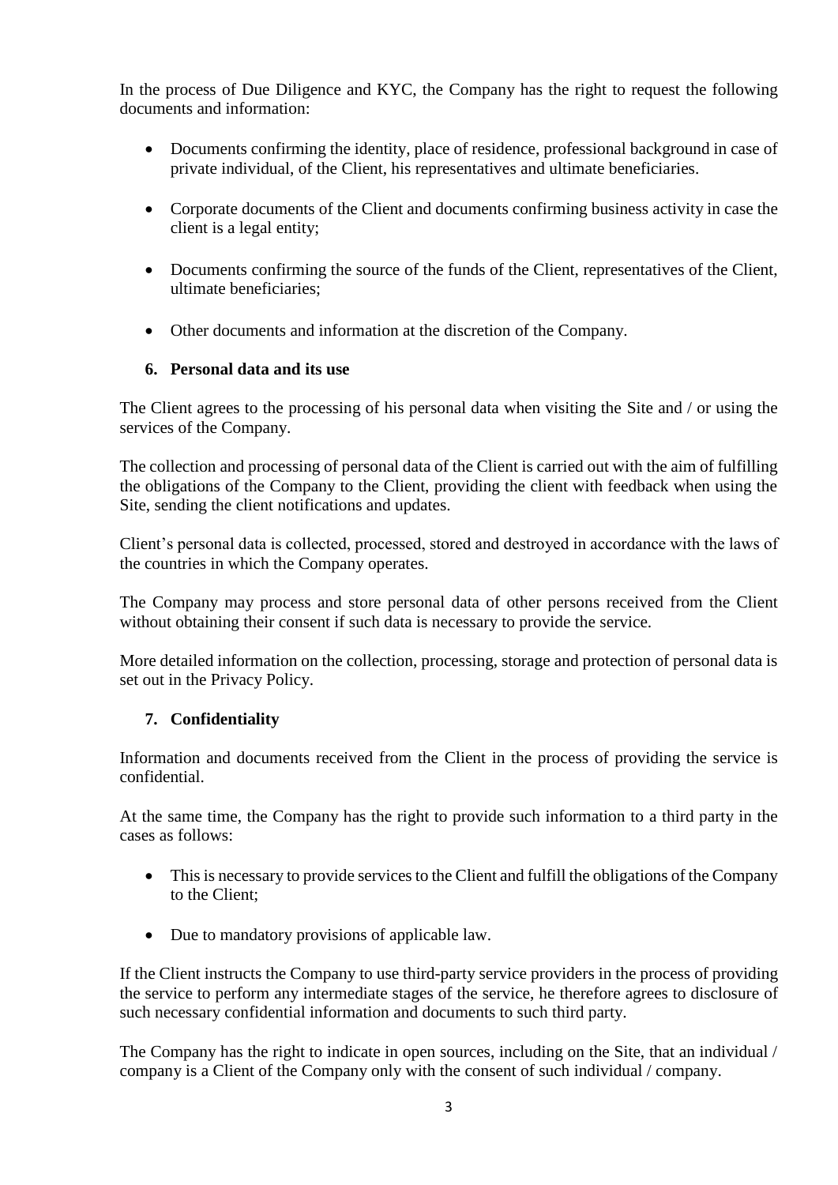In the process of Due Diligence and KYC, the Company has the right to request the following documents and information:

- Documents confirming the identity, place of residence, professional background in case of private individual, of the Client, his representatives and ultimate beneficiaries.
- Corporate documents of the Client and documents confirming business activity in case the client is a legal entity;
- Documents confirming the source of the funds of the Client, representatives of the Client, ultimate beneficiaries;
- Other documents and information at the discretion of the Company.

## 6. Personal data and its use

The Client agrees to the processing of his personal data when visiting the Site and / or using the services of the Company.

The collection and processing of personal data of the Client is carried out with the aim of fulfilling the obligations of the Company to the Client, providing the client with feedback when using the Site, sending the client notifications and updates.

Client's personal data is collected, processed, stored and destroyed in accordance with the laws of the countries in which the Company operates.

The Company may process and store personal data of other persons received from the Client without obtaining their consent if such data is necessary to provide the service.

More detailed information on the collection, processing, storage and protection of personal data is set out in the Privacy Policy.

## 7. Confidentiality

Information and documents received from the Client in the process of providing the service is confidential.

At the same time, the Company has the right to provide such information to a third party in the cases as follows:

- This is necessary to provide services to the Client and fulfill the obligations of the Company to the Client;
- Due to mandatory provisions of applicable law.

If the Client instructs the Company to use third-party service providers in the process of providing the service to perform any intermediate stages of the service, he therefore agrees to disclosure of such necessary confidential information and documents to such third party.

The Company has the right to indicate in open sources, including on the Site, that an individual / company is a Client of the Company only with the consent of such individual / company.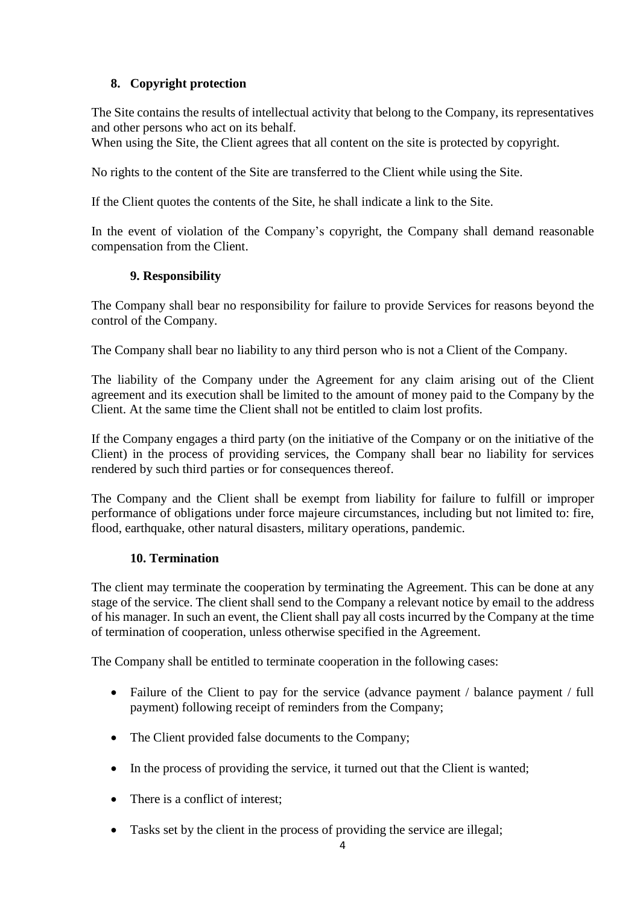## 8. Copyright protection

The Site contains the results of intellectual activity that belong to the Company, its representatives and other persons who act on its behalf.
When using the Site, the Client agrees that all content on the site is protected by copyright.

No rights to the content of the Site are transferred to the Client while using the Site.

If the Client quotes the contents of the Site, he shall indicate a link to the Site.

In the event of violation of the Company's copyright, the Company shall demand reasonable compensation from the Client.

## 9. Responsibility

The Company shall bear no responsibility for failure to provide Services for reasons beyond the control of the Company.

The Company shall bear no liability to any third person who is not a Client of the Company.

The liability of the Company under the Agreement for any claim arising out of the Client agreement and its execution shall be limited to the amount of money paid to the Company by the Client. At the same time the Client shall not be entitled to claim lost profits.

If the Company engages a third party (on the initiative of the Company or on the initiative of the Client) in the process of providing services, the Company shall bear no liability for services rendered by such third parties or for consequences thereof.

The Company and the Client shall be exempt from liability for failure to fulfill or improper performance of obligations under force majeure circumstances, including but not limited to: fire, flood, earthquake, other natural disasters, military operations, pandemic.

## 10. Termination

The client may terminate the cooperation by terminating the Agreement. This can be done at any stage of the service. The client shall send to the Company a relevant notice by email to the address of his manager. In such an event, the Client shall pay all costs incurred by the Company at the time of termination of cooperation, unless otherwise specified in the Agreement.

The Company shall be entitled to terminate cooperation in the following cases:

- Failure of the Client to pay for the service (advance payment / balance payment / full payment) following receipt of reminders from the Company;
- The Client provided false documents to the Company;
- In the process of providing the service, it turned out that the Client is wanted;
- There is a conflict of interest;
- Tasks set by the client in the process of providing the service are illegal;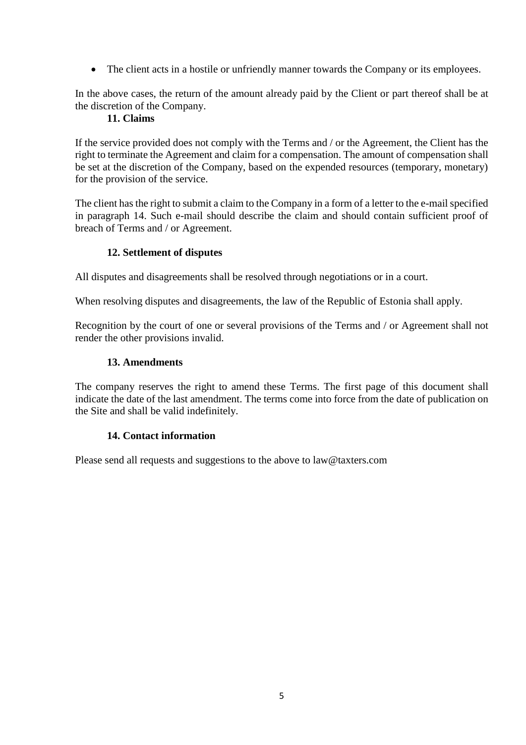- The client acts in a hostile or unfriendly manner towards the Company or its employees.

In the above cases, the return of the amount already paid by the Client or part thereof shall be at the discretion of the Company.

**11. Claims**

If the service provided does not comply with the Terms and / or the Agreement, the Client has the right to terminate the Agreement and claim for a compensation. The amount of compensation shall be set at the discretion of the Company, based on the expended resources (temporary, monetary) for the provision of the service.

The client has the right to submit a claim to the Company in a form of a letter to the e-mail specified in paragraph 14. Such e-mail should describe the claim and should contain sufficient proof of breach of Terms and / or Agreement.

**12. Settlement of disputes**

All disputes and disagreements shall be resolved through negotiations or in a court.

When resolving disputes and disagreements, the law of the Republic of Estonia shall apply.

Recognition by the court of one or several provisions of the Terms and / or Agreement shall not render the other provisions invalid.

**13. Amendments**

The company reserves the right to amend these Terms. The first page of this document shall indicate the date of the last amendment. The terms come into force from the date of publication on the Site and shall be valid indefinitely.

**14. Contact information**

Please send all requests and suggestions to the above to law@taxters.com